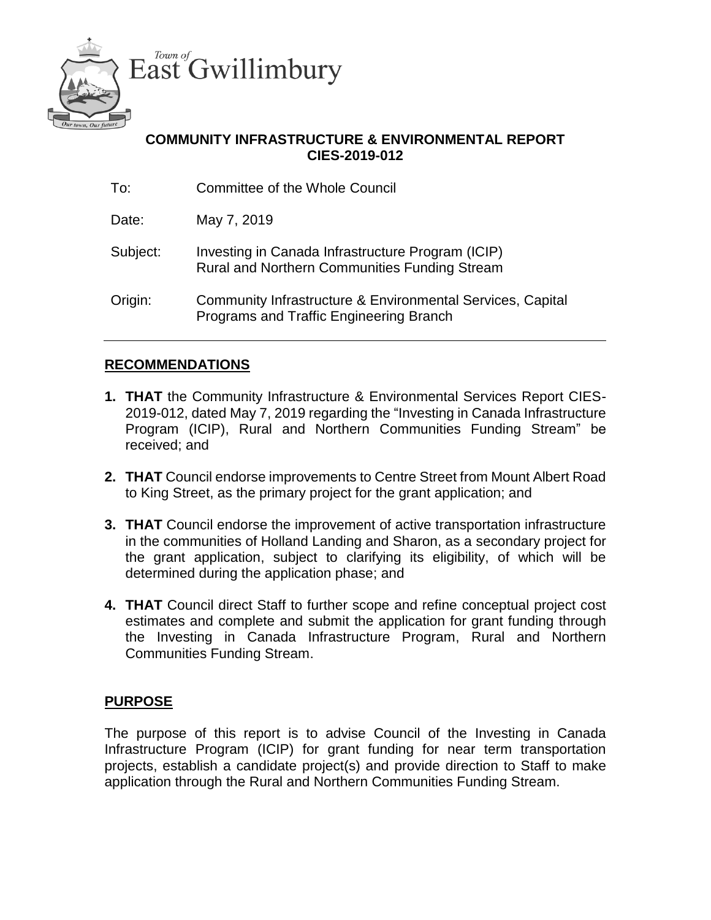Town of East Gwillimbury

Our town, Our future

**COMMUNITY INFRASTRUCTURE & ENVIRONMENTAL REPORT**
**CIES-2019-012**

| | |
|---|---|
| To: | Committee of the Whole Council |
| Date: | May 7, 2019 |
| Subject: | Investing in Canada Infrastructure Program (ICIP) Rural and Northern Communities Funding Stream |
| Origin: | Community Infrastructure & Environmental Services, Capital Programs and Traffic Engineering Branch |

## RECOMMENDATIONS

1. **THAT** the Community Infrastructure & Environmental Services Report CIES-2019-012, dated May 7, 2019 regarding the "Investing in Canada Infrastructure Program (ICIP), Rural and Northern Communities Funding Stream" be received; and

2. **THAT** Council endorse improvements to Centre Street from Mount Albert Road to King Street, as the primary project for the grant application; and

3. **THAT** Council endorse the improvement of active transportation infrastructure in the communities of Holland Landing and Sharon, as a secondary project for the grant application, subject to clarifying its eligibility, of which will be determined during the application phase; and

4. **THAT** Council direct Staff to further scope and refine conceptual project cost estimates and complete and submit the application for grant funding through the Investing in Canada Infrastructure Program, Rural and Northern Communities Funding Stream.

## PURPOSE

The purpose of this report is to advise Council of the Investing in Canada Infrastructure Program (ICIP) for grant funding for near term transportation projects, establish a candidate project(s) and provide direction to Staff to make application through the Rural and Northern Communities Funding Stream.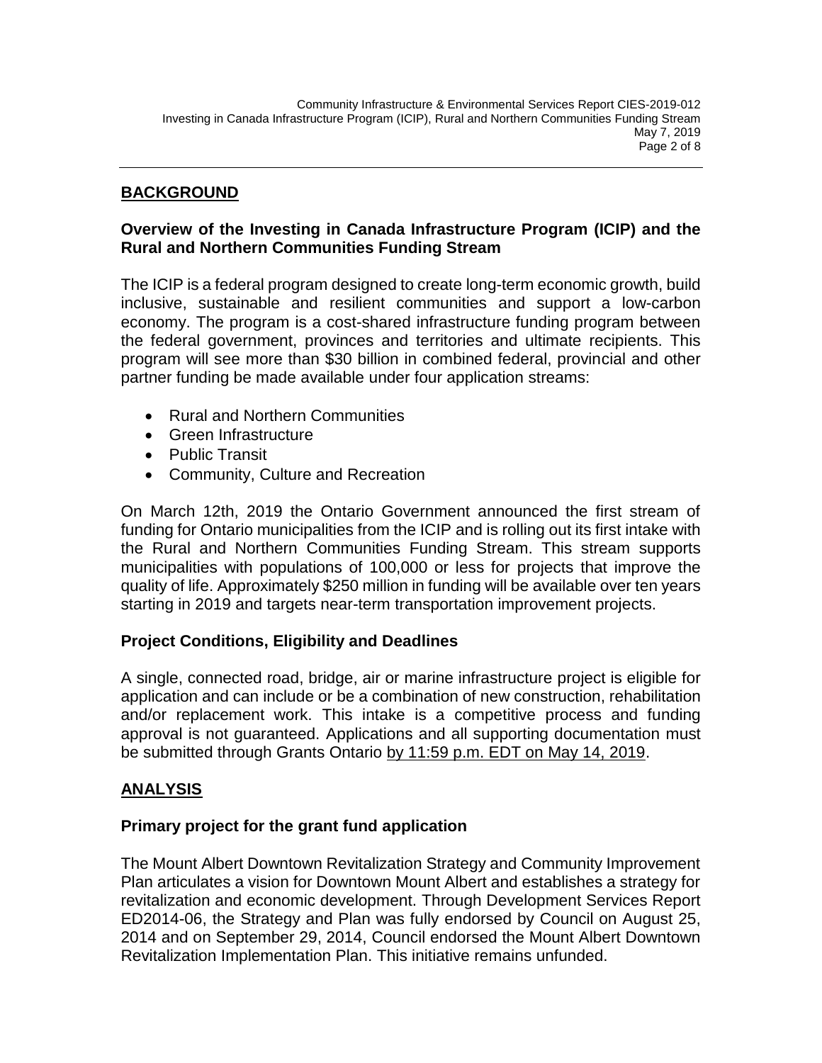## BACKGROUND

### Overview of the Investing in Canada Infrastructure Program (ICIP) and the Rural and Northern Communities Funding Stream

The ICIP is a federal program designed to create long-term economic growth, build inclusive, sustainable and resilient communities and support a low-carbon economy. The program is a cost-shared infrastructure funding program between the federal government, provinces and territories and ultimate recipients. This program will see more than $30 billion in combined federal, provincial and other partner funding be made available under four application streams:

- Rural and Northern Communities
- Green Infrastructure
- Public Transit
- Community, Culture and Recreation

On March 12th, 2019 the Ontario Government announced the first stream of funding for Ontario municipalities from the ICIP and is rolling out its first intake with the Rural and Northern Communities Funding Stream. This stream supports municipalities with populations of 100,000 or less for projects that improve the quality of life. Approximately $250 million in funding will be available over ten years starting in 2019 and targets near-term transportation improvement projects.

### Project Conditions, Eligibility and Deadlines

A single, connected road, bridge, air or marine infrastructure project is eligible for application and can include or be a combination of new construction, rehabilitation and/or replacement work. This intake is a competitive process and funding approval is not guaranteed. Applications and all supporting documentation must be submitted through Grants Ontario by 11:59 p.m. EDT on May 14, 2019.

## ANALYSIS

### Primary project for the grant fund application

The Mount Albert Downtown Revitalization Strategy and Community Improvement Plan articulates a vision for Downtown Mount Albert and establishes a strategy for revitalization and economic development. Through Development Services Report ED2014-06, the Strategy and Plan was fully endorsed by Council on August 25, 2014 and on September 29, 2014, Council endorsed the Mount Albert Downtown Revitalization Implementation Plan. This initiative remains unfunded.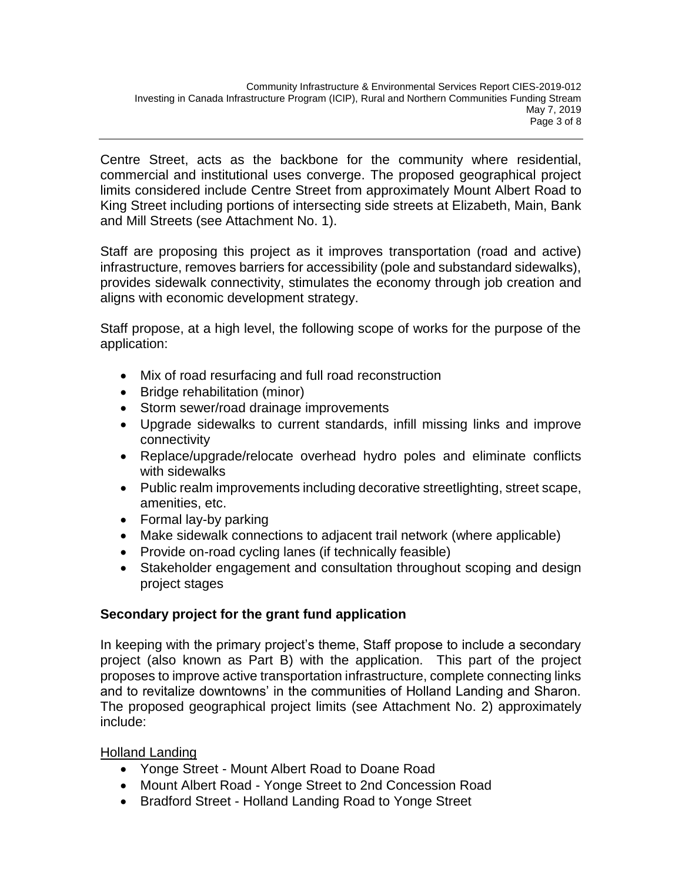Centre Street, acts as the backbone for the community where residential, commercial and institutional uses converge. The proposed geographical project limits considered include Centre Street from approximately Mount Albert Road to King Street including portions of intersecting side streets at Elizabeth, Main, Bank and Mill Streets (see Attachment No. 1).

Staff are proposing this project as it improves transportation (road and active) infrastructure, removes barriers for accessibility (pole and substandard sidewalks), provides sidewalk connectivity, stimulates the economy through job creation and aligns with economic development strategy.

Staff propose, at a high level, the following scope of works for the purpose of the application:

- Mix of road resurfacing and full road reconstruction
- Bridge rehabilitation (minor)
- Storm sewer/road drainage improvements
- Upgrade sidewalks to current standards, infill missing links and improve connectivity
- Replace/upgrade/relocate overhead hydro poles and eliminate conflicts with sidewalks
- Public realm improvements including decorative streetlighting, street scape, amenities, etc.
- Formal lay-by parking
- Make sidewalk connections to adjacent trail network (where applicable)
- Provide on-road cycling lanes (if technically feasible)
- Stakeholder engagement and consultation throughout scoping and design project stages

**Secondary project for the grant fund application**

In keeping with the primary project's theme, Staff propose to include a secondary project (also known as Part B) with the application. This part of the project proposes to improve active transportation infrastructure, complete connecting links and to revitalize downtowns' in the communities of Holland Landing and Sharon. The proposed geographical project limits (see Attachment No. 2) approximately include:

Holland Landing

- Yonge Street - Mount Albert Road to Doane Road
- Mount Albert Road - Yonge Street to 2nd Concession Road
- Bradford Street - Holland Landing Road to Yonge Street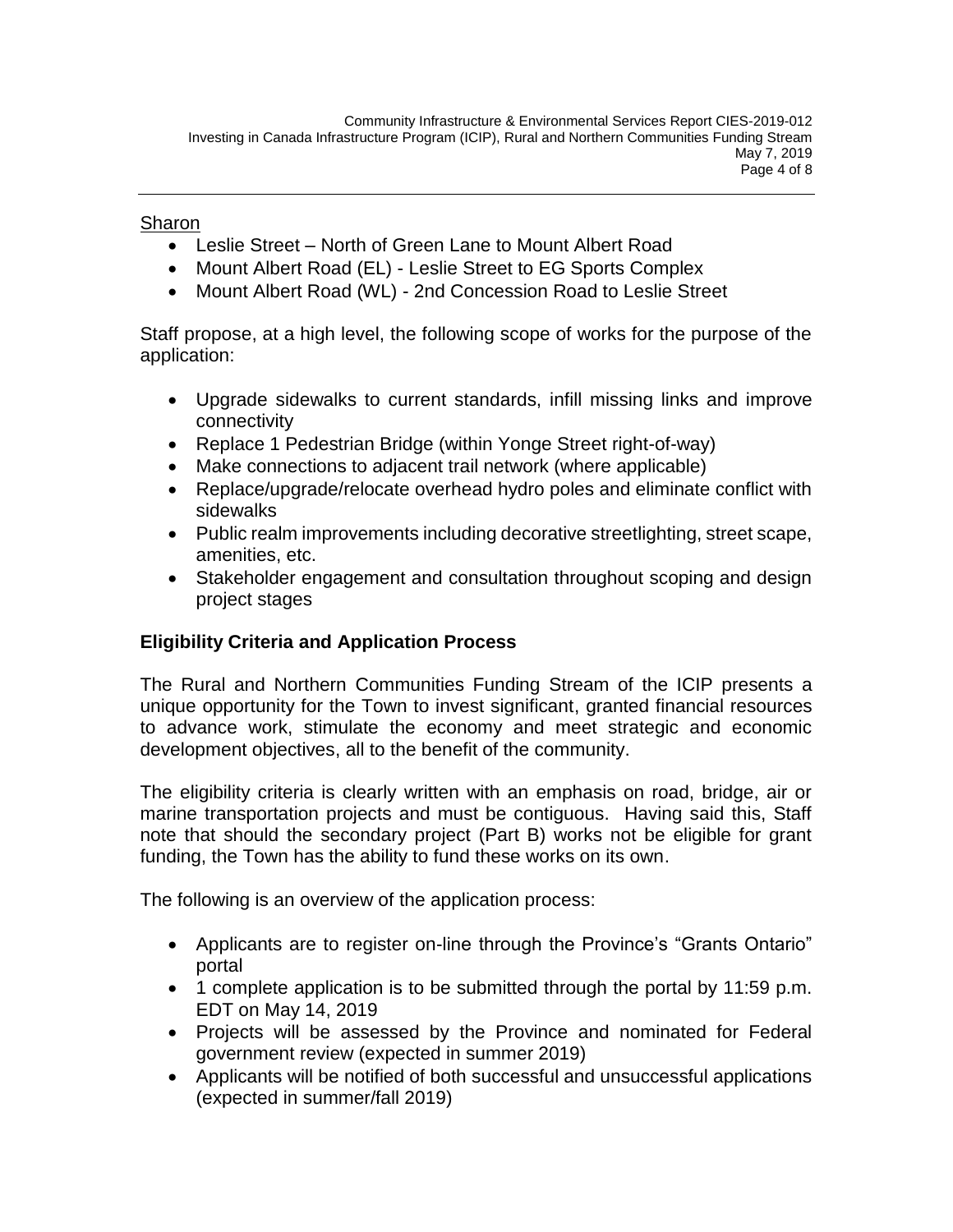<u>Sharon</u>

- Leslie Street – North of Green Lane to Mount Albert Road
- Mount Albert Road (EL) - Leslie Street to EG Sports Complex
- Mount Albert Road (WL) - 2nd Concession Road to Leslie Street

Staff propose, at a high level, the following scope of works for the purpose of the application:

- Upgrade sidewalks to current standards, infill missing links and improve connectivity
- Replace 1 Pedestrian Bridge (within Yonge Street right-of-way)
- Make connections to adjacent trail network (where applicable)
- Replace/upgrade/relocate overhead hydro poles and eliminate conflict with sidewalks
- Public realm improvements including decorative streetlighting, street scape, amenities, etc.
- Stakeholder engagement and consultation throughout scoping and design project stages

**Eligibility Criteria and Application Process**

The Rural and Northern Communities Funding Stream of the ICIP presents a unique opportunity for the Town to invest significant, granted financial resources to advance work, stimulate the economy and meet strategic and economic development objectives, all to the benefit of the community.

The eligibility criteria is clearly written with an emphasis on road, bridge, air or marine transportation projects and must be contiguous. Having said this, Staff note that should the secondary project (Part B) works not be eligible for grant funding, the Town has the ability to fund these works on its own.

The following is an overview of the application process:

- Applicants are to register on-line through the Province's "Grants Ontario" portal
- 1 complete application is to be submitted through the portal by 11:59 p.m. EDT on May 14, 2019
- Projects will be assessed by the Province and nominated for Federal government review (expected in summer 2019)
- Applicants will be notified of both successful and unsuccessful applications (expected in summer/fall 2019)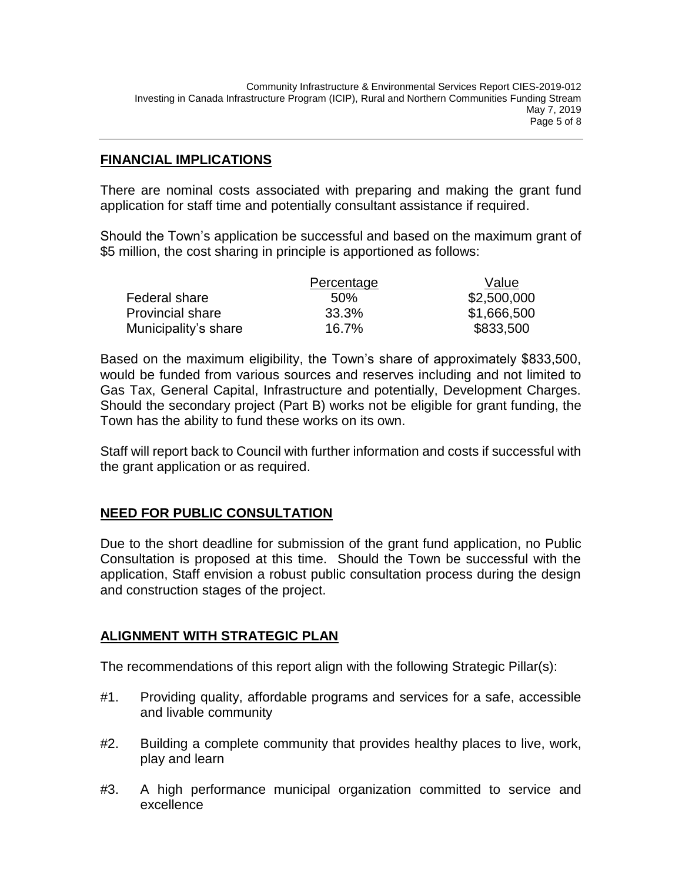## FINANCIAL IMPLICATIONS

There are nominal costs associated with preparing and making the grant fund application for staff time and potentially consultant assistance if required.

Should the Town's application be successful and based on the maximum grant of $5 million, the cost sharing in principle is apportioned as follows:

| | Percentage | Value |
|---|---|---|
| Federal share | 50% | $2,500,000 |
| Provincial share | 33.3% | $1,666,500 |
| Municipality's share | 16.7% | $833,500 |

Based on the maximum eligibility, the Town's share of approximately $833,500, would be funded from various sources and reserves including and not limited to Gas Tax, General Capital, Infrastructure and potentially, Development Charges. Should the secondary project (Part B) works not be eligible for grant funding, the Town has the ability to fund these works on its own.

Staff will report back to Council with further information and costs if successful with the grant application or as required.

## NEED FOR PUBLIC CONSULTATION

Due to the short deadline for submission of the grant fund application, no Public Consultation is proposed at this time. Should the Town be successful with the application, Staff envision a robust public consultation process during the design and construction stages of the project.

## ALIGNMENT WITH STRATEGIC PLAN

The recommendations of this report align with the following Strategic Pillar(s):

#1. Providing quality, affordable programs and services for a safe, accessible and livable community

#2. Building a complete community that provides healthy places to live, work, play and learn

#3. A high performance municipal organization committed to service and excellence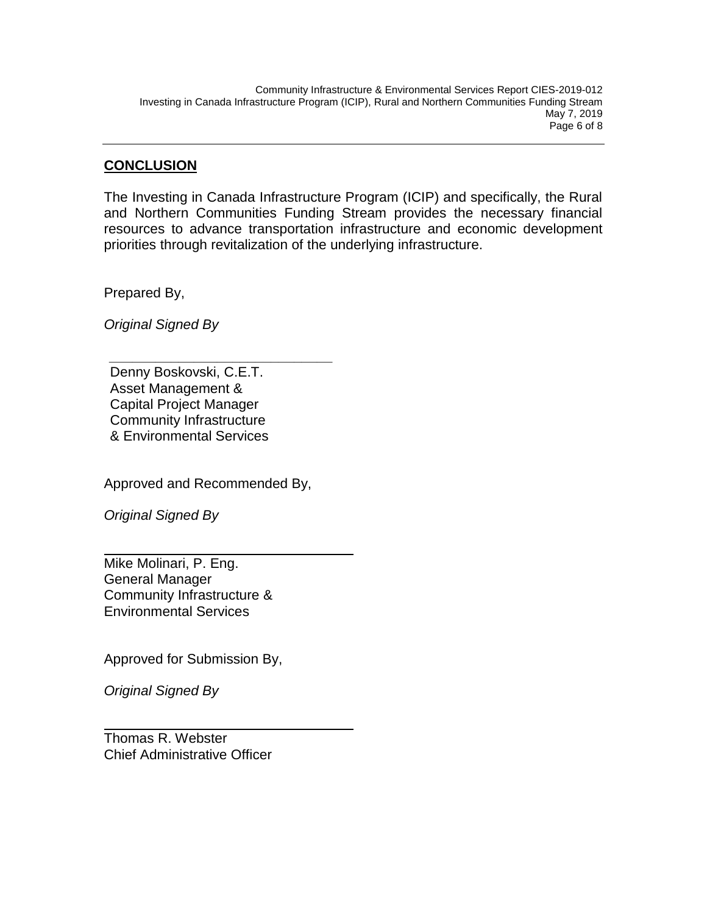## CONCLUSION

The Investing in Canada Infrastructure Program (ICIP) and specifically, the Rural and Northern Communities Funding Stream provides the necessary financial resources to advance transportation infrastructure and economic development priorities through revitalization of the underlying infrastructure.

Prepared By,

*Original Signed By*

Denny Boskovski, C.E.T.
Asset Management &
Capital Project Manager
Community Infrastructure
& Environmental Services

Approved and Recommended By,

*Original Signed By*

Mike Molinari, P. Eng.
General Manager
Community Infrastructure &
Environmental Services

Approved for Submission By,

*Original Signed By*

Thomas R. Webster
Chief Administrative Officer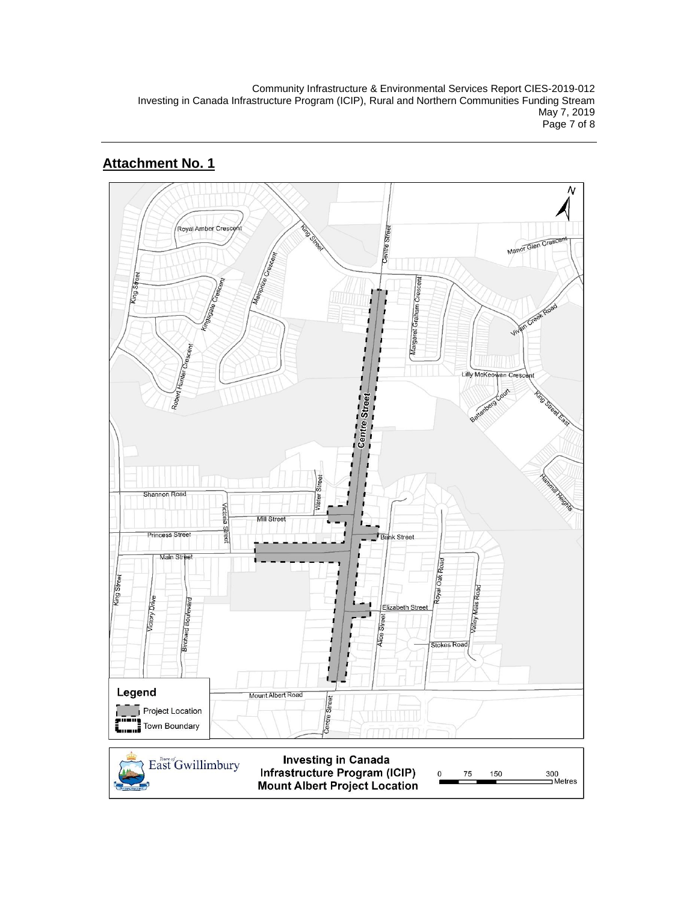## Attachment No. 1

Legend

Project Location

Town Boundary

Town of East Gwillimbury

**Investing in Canada Infrastructure Program (ICIP) Mount Albert Project Location**

0 75 150 300 Metres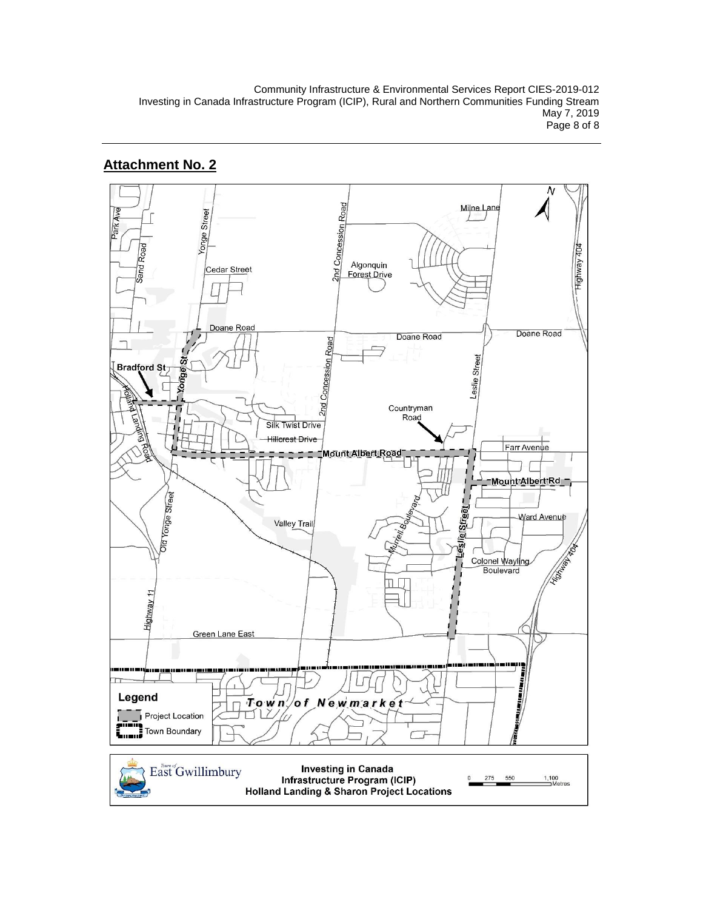## Attachment No. 2

Milne Lane

Park Ave

Sand Road

Yonge Street

2nd Concession Road

Algonquin Forest Drive

Highway 404

Cedar Street

Doane Road

Doane Road

Doane Road

Bradford St

Yonge St

2nd Concession Road

Leslie Street

Holland Landing Road

Countryman Road

Silk Twist Drive

Hillcrest Drive

Mount Albert Road

Farr Avenue

Mount Albert Rd

Old Yonge Street

Valley Trail

Murrell Boulevard

Leslie Street

Ward Avenue

Colonel Wayling Boulevard

Highway 404

Highway 11

Green Lane East

Town of Newmarket

Legend

Project Location

Town Boundary

Town of East Gwillimbury

Investing in Canada Infrastructure Program (ICIP)

Holland Landing & Sharon Project Locations

0 275 550 1,100 Metres